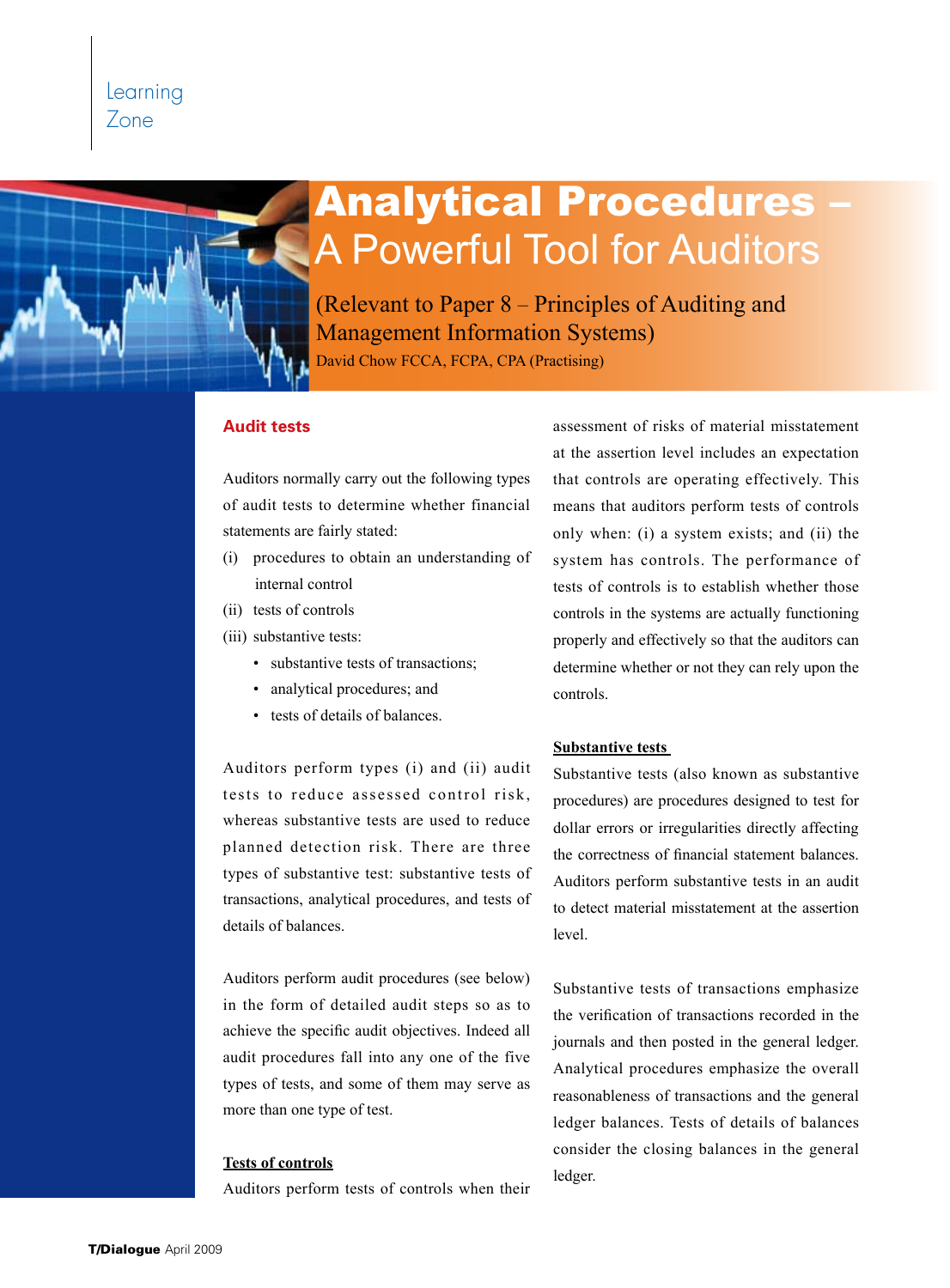# Analytical Procedures – A Powerful Tool for Auditors

(Relevant to Paper 8 – Principles of Auditing and Management Information Systems)

David Chow FCCA, FCPA, CPA (Practising)

## Audit tests

Auditors normally carry out the following types of audit tests to determine whether financial statements are fairly stated:

(i) procedures to obtain an understanding of internal control

(ii) tests of controls

(iii) substantive tests:

- substantive tests of transactions;
- analytical procedures; and
- tests of details of balances.

Auditors perform types (i) and (ii) audit tests to reduce assessed control risk, whereas substantive tests are used to reduce planned detection risk. There are three types of substantive test: substantive tests of transactions, analytical procedures, and tests of details of balances.

Auditors perform audit procedures (see below) in the form of detailed audit steps so as to achieve the specific audit objectives. Indeed all audit procedures fall into any one of the five types of tests, and some of them may serve as more than one type of test.

### Tests of controls

Auditors perform tests of controls when their assessment of risks of material misstatement at the assertion level includes an expectation that controls are operating effectively. This means that auditors perform tests of controls only when: (i) a system exists; and (ii) the system has controls. The performance of tests of controls is to establish whether those controls in the systems are actually functioning properly and effectively so that the auditors can determine whether or not they can rely upon the controls.

### Substantive tests

Substantive tests (also known as substantive procedures) are procedures designed to test for dollar errors or irregularities directly affecting the correctness of financial statement balances. Auditors perform substantive tests in an audit to detect material misstatement at the assertion level.

Substantive tests of transactions emphasize the verification of transactions recorded in the journals and then posted in the general ledger. Analytical procedures emphasize the overall reasonableness of transactions and the general ledger balances. Tests of details of balances consider the closing balances in the general ledger.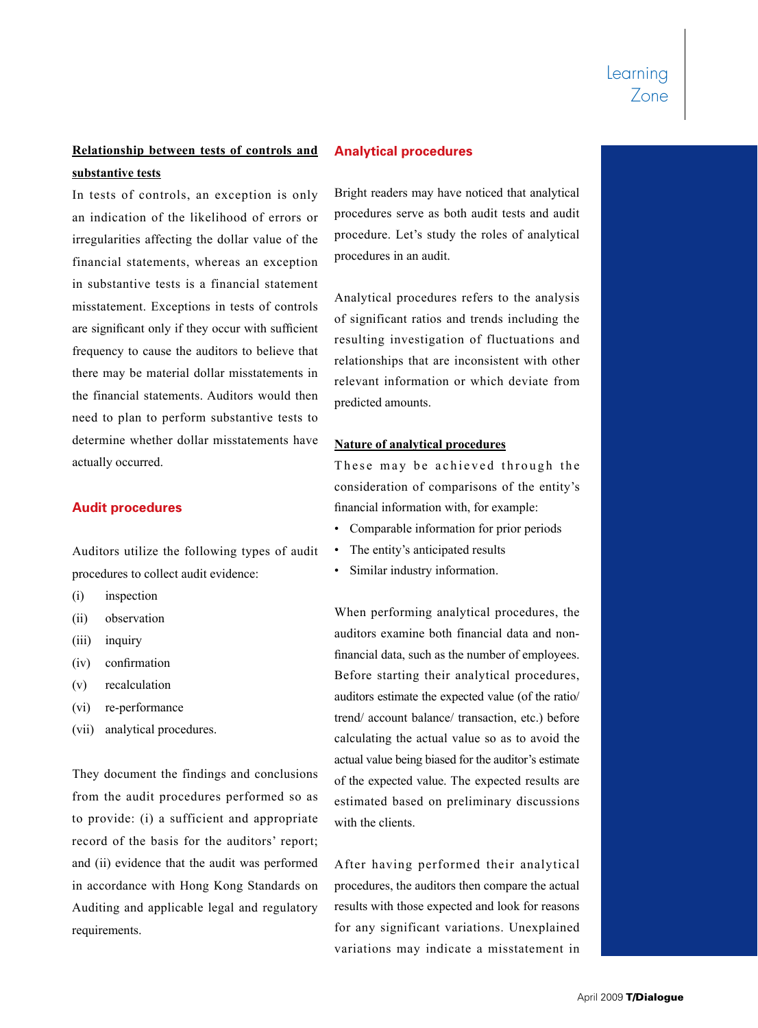**Relationship between tests of controls and substantive tests**

In tests of controls, an exception is only an indication of the likelihood of errors or irregularities affecting the dollar value of the financial statements, whereas an exception in substantive tests is a financial statement misstatement. Exceptions in tests of controls are significant only if they occur with sufficient frequency to cause the auditors to believe that there may be material dollar misstatements in the financial statements. Auditors would then need to plan to perform substantive tests to determine whether dollar misstatements have actually occurred.

## Audit procedures

Auditors utilize the following types of audit procedures to collect audit evidence:

(i) inspection
(ii) observation
(iii) inquiry
(iv) confirmation
(v) recalculation
(vi) re-performance
(vii) analytical procedures.

They document the findings and conclusions from the audit procedures performed so as to provide: (i) a sufficient and appropriate record of the basis for the auditors' report; and (ii) evidence that the audit was performed in accordance with Hong Kong Standards on Auditing and applicable legal and regulatory requirements.

## Analytical procedures

Bright readers may have noticed that analytical procedures serve as both audit tests and audit procedure. Let's study the roles of analytical procedures in an audit.

Analytical procedures refers to the analysis of significant ratios and trends including the resulting investigation of fluctuations and relationships that are inconsistent with other relevant information or which deviate from predicted amounts.

**Nature of analytical procedures**

These may be achieved through the consideration of comparisons of the entity's financial information with, for example:

- Comparable information for prior periods
- The entity's anticipated results
- Similar industry information.

When performing analytical procedures, the auditors examine both financial data and non-financial data, such as the number of employees. Before starting their analytical procedures, auditors estimate the expected value (of the ratio/ trend/ account balance/ transaction, etc.) before calculating the actual value so as to avoid the actual value being biased for the auditor's estimate of the expected value. The expected results are estimated based on preliminary discussions with the clients.

After having performed their analytical procedures, the auditors then compare the actual results with those expected and look for reasons for any significant variations. Unexplained variations may indicate a misstatement in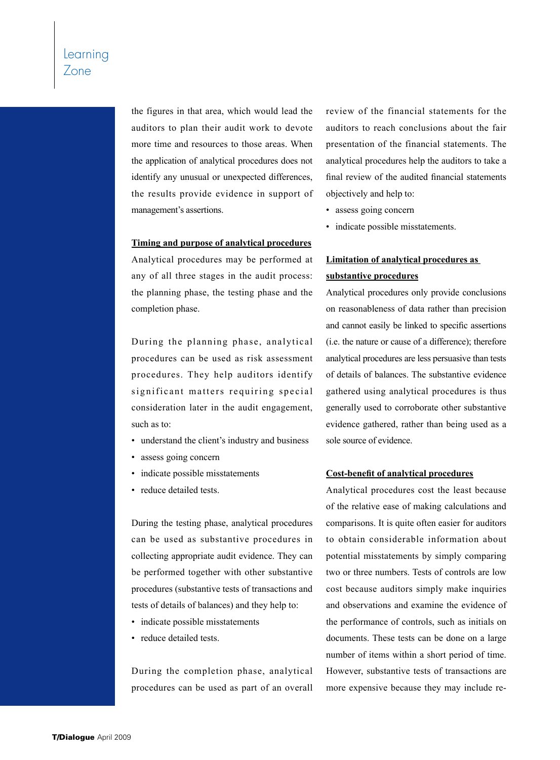the figures in that area, which would lead the auditors to plan their audit work to devote more time and resources to those areas. When the application of analytical procedures does not identify any unusual or unexpected differences, the results provide evidence in support of management's assertions.

**Timing and purpose of analytical procedures**

Analytical procedures may be performed at any of all three stages in the audit process: the planning phase, the testing phase and the completion phase.

During the planning phase, analytical procedures can be used as risk assessment procedures. They help auditors identify significant matters requiring special consideration later in the audit engagement, such as to:

- understand the client's industry and business
- assess going concern
- indicate possible misstatements
- reduce detailed tests.

During the testing phase, analytical procedures can be used as substantive procedures in collecting appropriate audit evidence. They can be performed together with other substantive procedures (substantive tests of transactions and tests of details of balances) and they help to:

- indicate possible misstatements
- reduce detailed tests.

During the completion phase, analytical procedures can be used as part of an overall review of the financial statements for the auditors to reach conclusions about the fair presentation of the financial statements. The analytical procedures help the auditors to take a final review of the audited financial statements objectively and help to:

- assess going concern
- indicate possible misstatements.

**Limitation of analytical procedures as substantive procedures**

Analytical procedures only provide conclusions on reasonableness of data rather than precision and cannot easily be linked to specific assertions (i.e. the nature or cause of a difference); therefore analytical procedures are less persuasive than tests of details of balances. The substantive evidence gathered using analytical procedures is thus generally used to corroborate other substantive evidence gathered, rather than being used as a sole source of evidence.

**Cost-benefit of analytical procedures**

Analytical procedures cost the least because of the relative ease of making calculations and comparisons. It is quite often easier for auditors to obtain considerable information about potential misstatements by simply comparing two or three numbers. Tests of controls are low cost because auditors simply make inquiries and observations and examine the evidence of the performance of controls, such as initials on documents. These tests can be done on a large number of items within a short period of time. However, substantive tests of transactions are more expensive because they may include re-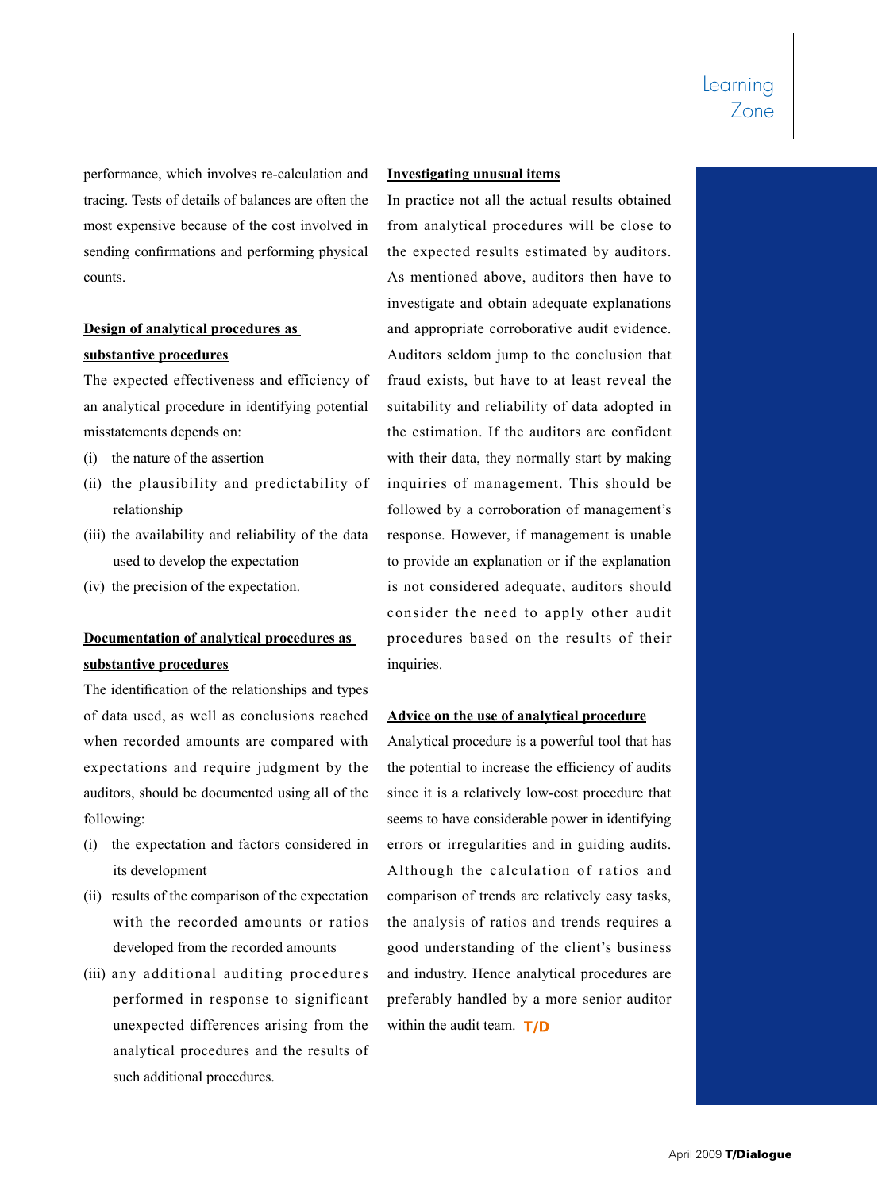performance, which involves re-calculation and tracing. Tests of details of balances are often the most expensive because of the cost involved in sending confirmations and performing physical counts.

**Design of analytical procedures as substantive procedures**

The expected effectiveness and efficiency of an analytical procedure in identifying potential misstatements depends on:

(i) the nature of the assertion

(ii) the plausibility and predictability of relationship

(iii) the availability and reliability of the data used to develop the expectation

(iv) the precision of the expectation.

**Documentation of analytical procedures as substantive procedures**

The identification of the relationships and types of data used, as well as conclusions reached when recorded amounts are compared with expectations and require judgment by the auditors, should be documented using all of the following:

(i) the expectation and factors considered in its development

(ii) results of the comparison of the expectation with the recorded amounts or ratios developed from the recorded amounts

(iii) any additional auditing procedures performed in response to significant unexpected differences arising from the analytical procedures and the results of such additional procedures.

**Investigating unusual items**

In practice not all the actual results obtained from analytical procedures will be close to the expected results estimated by auditors. As mentioned above, auditors then have to investigate and obtain adequate explanations and appropriate corroborative audit evidence. Auditors seldom jump to the conclusion that fraud exists, but have to at least reveal the suitability and reliability of data adopted in the estimation. If the auditors are confident with their data, they normally start by making inquiries of management. This should be followed by a corroboration of management's response. However, if management is unable to provide an explanation or if the explanation is not considered adequate, auditors should consider the need to apply other audit procedures based on the results of their inquiries.

**Advice on the use of analytical procedure**

Analytical procedure is a powerful tool that has the potential to increase the efficiency of audits since it is a relatively low-cost procedure that seems to have considerable power in identifying errors or irregularities and in guiding audits. Although the calculation of ratios and comparison of trends are relatively easy tasks, the analysis of ratios and trends requires a good understanding of the client's business and industry. Hence analytical procedures are preferably handled by a more senior auditor within the audit team. T/D